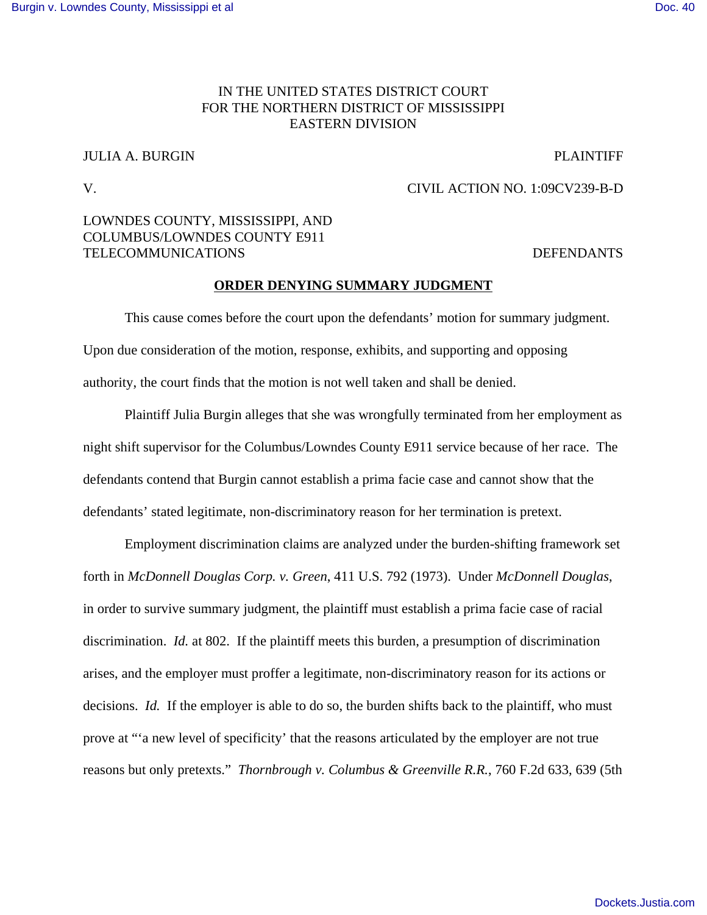IN THE UNITED STATES DISTRICT COURT
FOR THE NORTHERN DISTRICT OF MISSISSIPPI
EASTERN DIVISION

JULIA A. BURGIN — PLAINTIFF

V. — CIVIL ACTION NO. 1:09CV239-B-D

LOWNDES COUNTY, MISSISSIPPI, AND
COLUMBUS/LOWNDES COUNTY E911
TELECOMMUNICATIONS — DEFENDANTS

**ORDER DENYING SUMMARY JUDGMENT**

This cause comes before the court upon the defendants' motion for summary judgment. Upon due consideration of the motion, response, exhibits, and supporting and opposing authority, the court finds that the motion is not well taken and shall be denied.

Plaintiff Julia Burgin alleges that she was wrongfully terminated from her employment as night shift supervisor for the Columbus/Lowndes County E911 service because of her race. The defendants contend that Burgin cannot establish a prima facie case and cannot show that the defendants' stated legitimate, non-discriminatory reason for her termination is pretext.

Employment discrimination claims are analyzed under the burden-shifting framework set forth in *McDonnell Douglas Corp. v. Green*, 411 U.S. 792 (1973). Under *McDonnell Douglas*, in order to survive summary judgment, the plaintiff must establish a prima facie case of racial discrimination. *Id.* at 802. If the plaintiff meets this burden, a presumption of discrimination arises, and the employer must proffer a legitimate, non-discriminatory reason for its actions or decisions. *Id.* If the employer is able to do so, the burden shifts back to the plaintiff, who must prove at "'a new level of specificity' that the reasons articulated by the employer are not true reasons but only pretexts." *Thornbrough v. Columbus & Greenville R.R.*, 760 F.2d 633, 639 (5th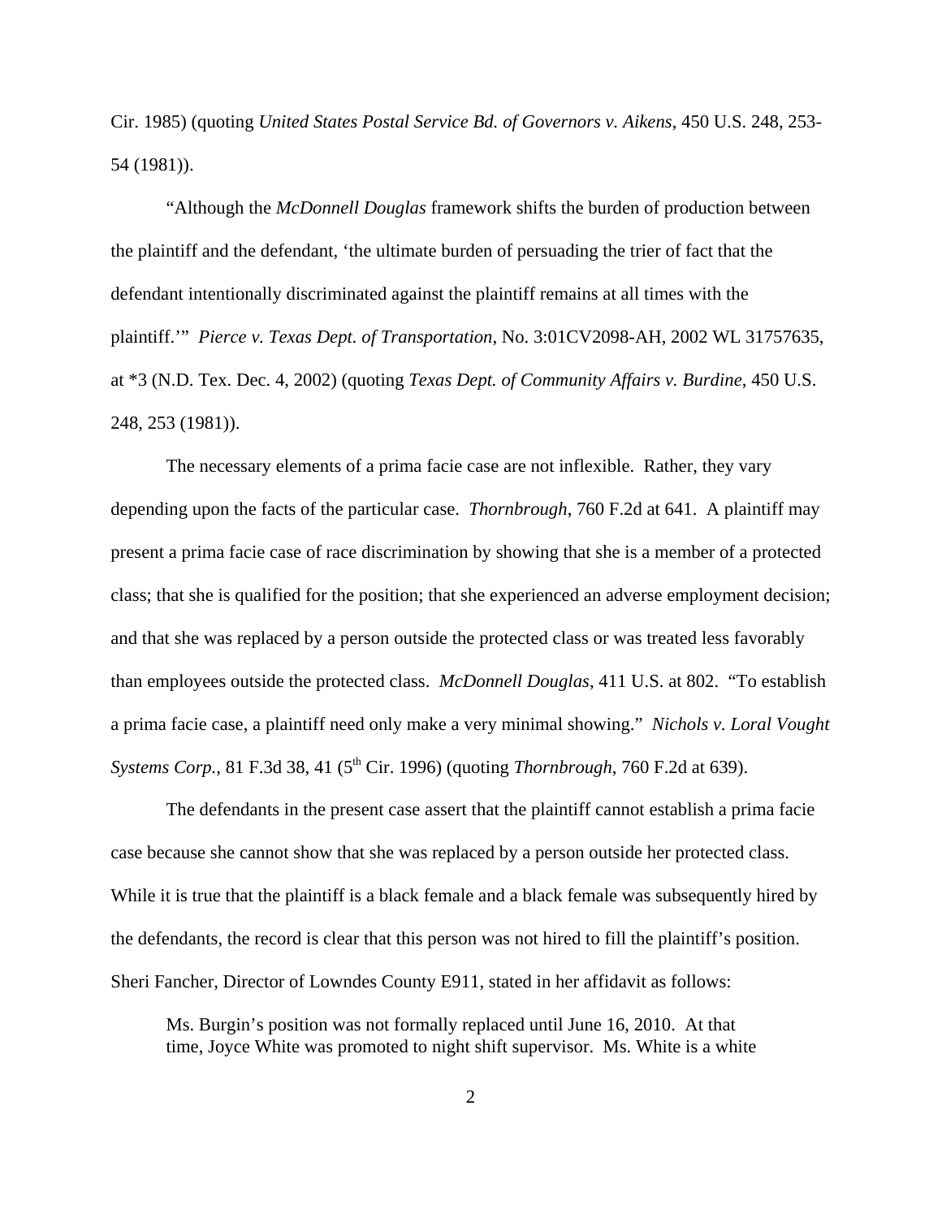Cir. 1985) (quoting *United States Postal Service Bd. of Governors v. Aikens*, 450 U.S. 248, 253-54 (1981)).

"Although the *McDonnell Douglas* framework shifts the burden of production between the plaintiff and the defendant, 'the ultimate burden of persuading the trier of fact that the defendant intentionally discriminated against the plaintiff remains at all times with the plaintiff.'" *Pierce v. Texas Dept. of Transportation*, No. 3:01CV2098-AH, 2002 WL 31757635, at *3 (N.D. Tex. Dec. 4, 2002) (quoting *Texas Dept. of Community Affairs v. Burdine*, 450 U.S. 248, 253 (1981)).

The necessary elements of a prima facie case are not inflexible. Rather, they vary depending upon the facts of the particular case. *Thornbrough*, 760 F.2d at 641. A plaintiff may present a prima facie case of race discrimination by showing that she is a member of a protected class; that she is qualified for the position; that she experienced an adverse employment decision; and that she was replaced by a person outside the protected class or was treated less favorably than employees outside the protected class. *McDonnell Douglas*, 411 U.S. at 802. "To establish a prima facie case, a plaintiff need only make a very minimal showing." *Nichols v. Loral Vought Systems Corp.*, 81 F.3d 38, 41 (5th Cir. 1996) (quoting *Thornbrough*, 760 F.2d at 639).

The defendants in the present case assert that the plaintiff cannot establish a prima facie case because she cannot show that she was replaced by a person outside her protected class. While it is true that the plaintiff is a black female and a black female was subsequently hired by the defendants, the record is clear that this person was not hired to fill the plaintiff's position. Sheri Fancher, Director of Lowndes County E911, stated in her affidavit as follows:

> Ms. Burgin's position was not formally replaced until June 16, 2010. At that time, Joyce White was promoted to night shift supervisor. Ms. White is a white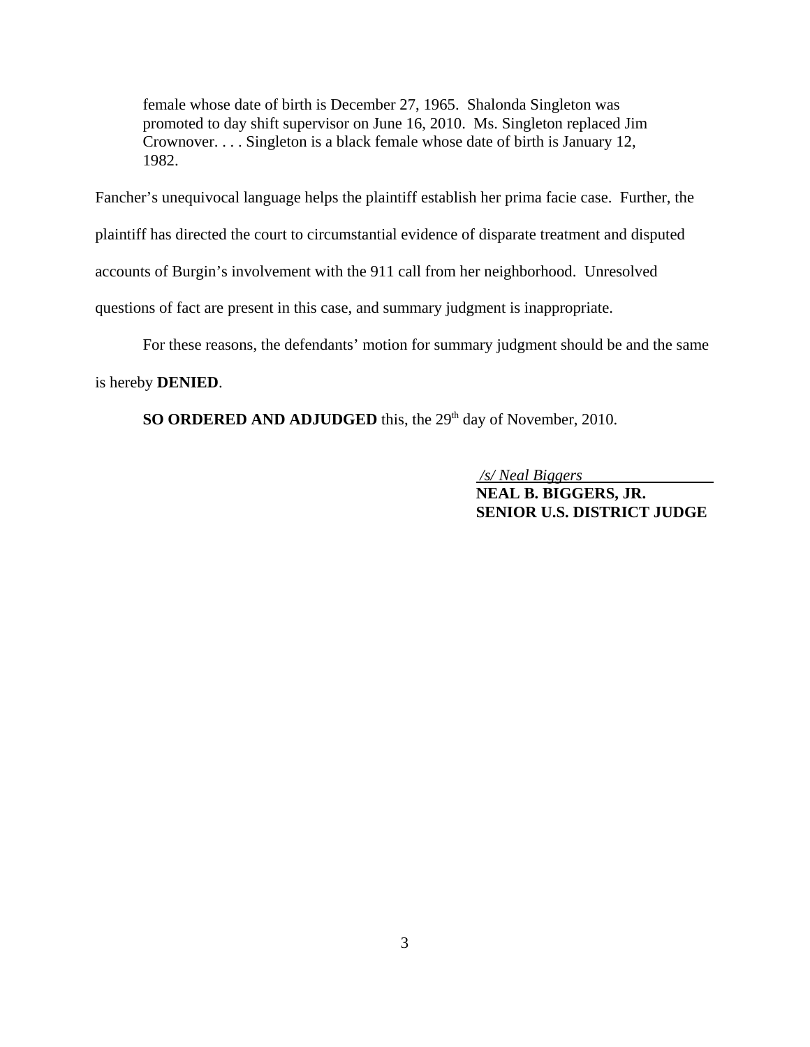> female whose date of birth is December 27, 1965. Shalonda Singleton was promoted to day shift supervisor on June 16, 2010. Ms. Singleton replaced Jim Crownover. . . . Singleton is a black female whose date of birth is January 12, 1982.

Fancher's unequivocal language helps the plaintiff establish her prima facie case. Further, the plaintiff has directed the court to circumstantial evidence of disparate treatment and disputed accounts of Burgin's involvement with the 911 call from her neighborhood. Unresolved questions of fact are present in this case, and summary judgment is inappropriate.

For these reasons, the defendants' motion for summary judgment should be and the same is hereby **DENIED**.

**SO ORDERED AND ADJUDGED** this, the 29th day of November, 2010.

*/s/ Neal Biggers*
**NEAL B. BIGGERS, JR.**
**SENIOR U.S. DISTRICT JUDGE**